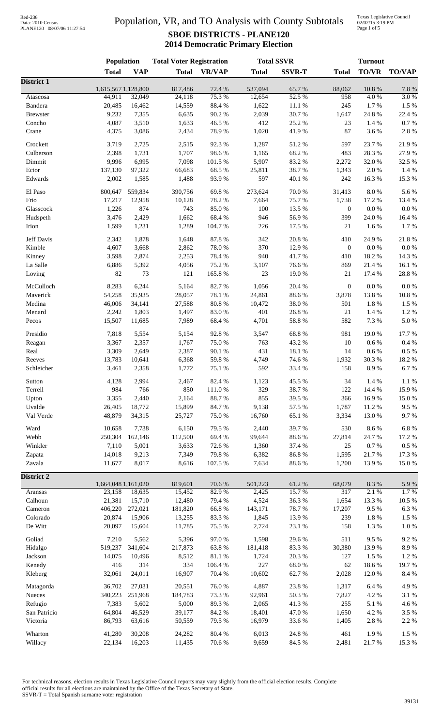# Population, VR, and TO Analysis with County Subtotals

## SBOE DISTRICTS - PLANE120

## 2014 Democratic Primary Election

| | Population | | Total Voter Registration | | Total SSVR | | Turnout | | |
|---|---|---|---|---|---|---|---|---|---|
| | Total | VAP | Total | VR/VAP | Total | SSVR-T | Total | TO/VR | TO/VAP |
| **District 1** | | | | | | | | | |
| | 1,615,567 | 1,128,800 | 817,486 | 72.4 % | 537,094 | 65.7 % | 88,062 | 10.8 % | 7.8 % |
| Atascosa | 44,911 | 32,049 | 24,118 | 75.3 % | 12,654 | 52.5 % | 958 | 4.0 % | 3.0 % |
| Bandera | 20,485 | 16,462 | 14,559 | 88.4 % | 1,622 | 11.1 % | 245 | 1.7 % | 1.5 % |
| Brewster | 9,232 | 7,355 | 6,635 | 90.2 % | 2,039 | 30.7 % | 1,647 | 24.8 % | 22.4 % |
| Concho | 4,087 | 3,510 | 1,633 | 46.5 % | 412 | 25.2 % | 23 | 1.4 % | 0.7 % |
| Crane | 4,375 | 3,086 | 2,434 | 78.9 % | 1,020 | 41.9 % | 87 | 3.6 % | 2.8 % |
| Crockett | 3,719 | 2,725 | 2,515 | 92.3 % | 1,287 | 51.2 % | 597 | 23.7 % | 21.9 % |
| Culberson | 2,398 | 1,731 | 1,707 | 98.6 % | 1,165 | 68.2 % | 483 | 28.3 % | 27.9 % |
| Dimmit | 9,996 | 6,995 | 7,098 | 101.5 % | 5,907 | 83.2 % | 2,272 | 32.0 % | 32.5 % |
| Ector | 137,130 | 97,322 | 66,683 | 68.5 % | 25,811 | 38.7 % | 1,343 | 2.0 % | 1.4 % |
| Edwards | 2,002 | 1,585 | 1,488 | 93.9 % | 597 | 40.1 % | 242 | 16.3 % | 15.3 % |
| El Paso | 800,647 | 559,834 | 390,756 | 69.8 % | 273,624 | 70.0 % | 31,413 | 8.0 % | 5.6 % |
| Frio | 17,217 | 12,958 | 10,128 | 78.2 % | 7,664 | 75.7 % | 1,738 | 17.2 % | 13.4 % |
| Glasscock | 1,226 | 874 | 743 | 85.0 % | 100 | 13.5 % | 0 | 0.0 % | 0.0 % |
| Hudspeth | 3,476 | 2,429 | 1,662 | 68.4 % | 946 | 56.9 % | 399 | 24.0 % | 16.4 % |
| Irion | 1,599 | 1,231 | 1,289 | 104.7 % | 226 | 17.5 % | 21 | 1.6 % | 1.7 % |
| Jeff Davis | 2,342 | 1,878 | 1,648 | 87.8 % | 342 | 20.8 % | 410 | 24.9 % | 21.8 % |
| Kimble | 4,607 | 3,668 | 2,862 | 78.0 % | 370 | 12.9 % | 0 | 0.0 % | 0.0 % |
| Kinney | 3,598 | 2,874 | 2,253 | 78.4 % | 940 | 41.7 % | 410 | 18.2 % | 14.3 % |
| La Salle | 6,886 | 5,392 | 4,056 | 75.2 % | 3,107 | 76.6 % | 869 | 21.4 % | 16.1 % |
| Loving | 82 | 73 | 121 | 165.8 % | 23 | 19.0 % | 21 | 17.4 % | 28.8 % |
| McCulloch | 8,283 | 6,244 | 5,164 | 82.7 % | 1,056 | 20.4 % | 0 | 0.0 % | 0.0 % |
| Maverick | 54,258 | 35,935 | 28,057 | 78.1 % | 24,861 | 88.6 % | 3,878 | 13.8 % | 10.8 % |
| Medina | 46,006 | 34,141 | 27,588 | 80.8 % | 10,472 | 38.0 % | 501 | 1.8 % | 1.5 % |
| Menard | 2,242 | 1,803 | 1,497 | 83.0 % | 401 | 26.8 % | 21 | 1.4 % | 1.2 % |
| Pecos | 15,507 | 11,685 | 7,989 | 68.4 % | 4,701 | 58.8 % | 582 | 7.3 % | 5.0 % |
| Presidio | 7,818 | 5,554 | 5,154 | 92.8 % | 3,547 | 68.8 % | 981 | 19.0 % | 17.7 % |
| Reagan | 3,367 | 2,357 | 1,767 | 75.0 % | 763 | 43.2 % | 10 | 0.6 % | 0.4 % |
| Real | 3,309 | 2,649 | 2,387 | 90.1 % | 431 | 18.1 % | 14 | 0.6 % | 0.5 % |
| Reeves | 13,783 | 10,641 | 6,368 | 59.8 % | 4,749 | 74.6 % | 1,932 | 30.3 % | 18.2 % |
| Schleicher | 3,461 | 2,358 | 1,772 | 75.1 % | 592 | 33.4 % | 158 | 8.9 % | 6.7 % |
| Sutton | 4,128 | 2,994 | 2,467 | 82.4 % | 1,123 | 45.5 % | 34 | 1.4 % | 1.1 % |
| Terrell | 984 | 766 | 850 | 111.0 % | 329 | 38.7 % | 122 | 14.4 % | 15.9 % |
| Upton | 3,355 | 2,440 | 2,164 | 88.7 % | 855 | 39.5 % | 366 | 16.9 % | 15.0 % |
| Uvalde | 26,405 | 18,772 | 15,899 | 84.7 % | 9,138 | 57.5 % | 1,787 | 11.2 % | 9.5 % |
| Val Verde | 48,879 | 34,315 | 25,727 | 75.0 % | 16,760 | 65.1 % | 3,334 | 13.0 % | 9.7 % |
| Ward | 10,658 | 7,738 | 6,150 | 79.5 % | 2,440 | 39.7 % | 530 | 8.6 % | 6.8 % |
| Webb | 250,304 | 162,146 | 112,500 | 69.4 % | 99,644 | 88.6 % | 27,814 | 24.7 % | 17.2 % |
| Winkler | 7,110 | 5,001 | 3,633 | 72.6 % | 1,360 | 37.4 % | 25 | 0.7 % | 0.5 % |
| Zapata | 14,018 | 9,213 | 7,349 | 79.8 % | 6,382 | 86.8 % | 1,595 | 21.7 % | 17.3 % |
| Zavala | 11,677 | 8,017 | 8,616 | 107.5 % | 7,634 | 88.6 % | 1,200 | 13.9 % | 15.0 % |
| **District 2** | | | | | | | | | |
| | 1,664,048 | 1,161,020 | 819,601 | 70.6 % | 501,223 | 61.2 % | 68,079 | 8.3 % | 5.9 % |
| Aransas | 23,158 | 18,635 | 15,452 | 82.9 % | 2,425 | 15.7 % | 317 | 2.1 % | 1.7 % |
| Calhoun | 21,381 | 15,710 | 12,480 | 79.4 % | 4,524 | 36.3 % | 1,654 | 13.3 % | 10.5 % |
| Cameron | 406,220 | 272,021 | 181,820 | 66.8 % | 143,171 | 78.7 % | 17,207 | 9.5 % | 6.3 % |
| Colorado | 20,874 | 15,906 | 13,255 | 83.3 % | 1,845 | 13.9 % | 239 | 1.8 % | 1.5 % |
| De Witt | 20,097 | 15,604 | 11,785 | 75.5 % | 2,724 | 23.1 % | 158 | 1.3 % | 1.0 % |
| Goliad | 7,210 | 5,562 | 5,396 | 97.0 % | 1,598 | 29.6 % | 511 | 9.5 % | 9.2 % |
| Hidalgo | 519,237 | 341,604 | 217,873 | 63.8 % | 181,418 | 83.3 % | 30,380 | 13.9 % | 8.9 % |
| Jackson | 14,075 | 10,496 | 8,512 | 81.1 % | 1,724 | 20.3 % | 127 | 1.5 % | 1.2 % |
| Kenedy | 416 | 314 | 334 | 106.4 % | 227 | 68.0 % | 62 | 18.6 % | 19.7 % |
| Kleberg | 32,061 | 24,011 | 16,907 | 70.4 % | 10,602 | 62.7 % | 2,028 | 12.0 % | 8.4 % |
| Matagorda | 36,702 | 27,031 | 20,551 | 76.0 % | 4,887 | 23.8 % | 1,317 | 6.4 % | 4.9 % |
| Nueces | 340,223 | 251,968 | 184,783 | 73.3 % | 92,961 | 50.3 % | 7,827 | 4.2 % | 3.1 % |
| Refugio | 7,383 | 5,602 | 5,000 | 89.3 % | 2,065 | 41.3 % | 255 | 5.1 % | 4.6 % |
| San Patricio | 64,804 | 46,529 | 39,177 | 84.2 % | 18,401 | 47.0 % | 1,650 | 4.2 % | 3.5 % |
| Victoria | 86,793 | 63,616 | 50,559 | 79.5 % | 16,979 | 33.6 % | 1,405 | 2.8 % | 2.2 % |
| Wharton | 41,280 | 30,208 | 24,282 | 80.4 % | 6,013 | 24.8 % | 461 | 1.9 % | 1.5 % |
| Willacy | 22,134 | 16,203 | 11,435 | 70.6 % | 9,659 | 84.5 % | 2,481 | 21.7 % | 15.3 % |

For technical reasons, election results in Texas Legislative Council reports may vary slightly from the official election results. Complete official results for all elections are maintained by the Office of the Texas Secretary of State.
SSVR-T = Total Spanish surname voter registration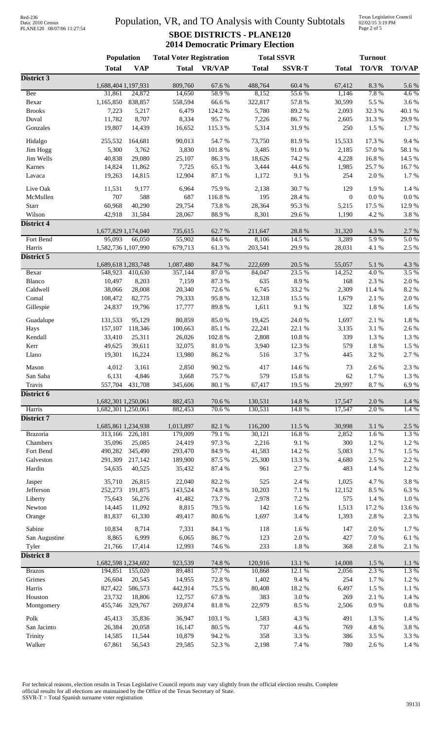# Population, VR, and TO Analysis with County Subtotals

## SBOE DISTRICTS - PLANE120

### 2014 Democratic Primary Election

| | Population | | Total Voter Registration | | Total SSVR | | Turnout | | |
|---|---|---|---|---|---|---|---|---|---|
| | **Total** | **VAP** | **Total** | **VR/VAP** | **Total** | **SSVR-T** | **Total** | **TO/VR** | **TO/VAP** |
| **District 3** | | | | | | | | | |
| | 1,688,404 | 1,197,931 | 809,760 | 67.6 % | 488,764 | 60.4 % | 67,412 | 8.3 % | 5.6 % |
| Bee | 31,861 | 24,872 | 14,650 | 58.9 % | 8,152 | 55.6 % | 1,146 | 7.8 % | 4.6 % |
| Bexar | 1,165,850 | 838,857 | 558,594 | 66.6 % | 322,817 | 57.8 % | 30,599 | 5.5 % | 3.6 % |
| Brooks | 7,223 | 5,217 | 6,479 | 124.2 % | 5,780 | 89.2 % | 2,093 | 32.3 % | 40.1 % |
| Duval | 11,782 | 8,707 | 8,334 | 95.7 % | 7,226 | 86.7 % | 2,605 | 31.3 % | 29.9 % |
| Gonzales | 19,807 | 14,439 | 16,652 | 115.3 % | 5,314 | 31.9 % | 250 | 1.5 % | 1.7 % |
| Hidalgo | 255,532 | 164,681 | 90,013 | 54.7 % | 73,750 | 81.9 % | 15,533 | 17.3 % | 9.4 % |
| Jim Hogg | 5,300 | 3,762 | 3,830 | 101.8 % | 3,485 | 91.0 % | 2,185 | 57.0 % | 58.1 % |
| Jim Wells | 40,838 | 29,080 | 25,107 | 86.3 % | 18,626 | 74.2 % | 4,228 | 16.8 % | 14.5 % |
| Karnes | 14,824 | 11,862 | 7,725 | 65.1 % | 3,444 | 44.6 % | 1,985 | 25.7 % | 16.7 % |
| Lavaca | 19,263 | 14,815 | 12,904 | 87.1 % | 1,172 | 9.1 % | 254 | 2.0 % | 1.7 % |
| Live Oak | 11,531 | 9,177 | 6,964 | 75.9 % | 2,138 | 30.7 % | 129 | 1.9 % | 1.4 % |
| McMullen | 707 | 588 | 687 | 116.8 % | 195 | 28.4 % | 0 | 0.0 % | 0.0 % |
| Starr | 60,968 | 40,290 | 29,754 | 73.8 % | 28,364 | 95.3 % | 5,215 | 17.5 % | 12.9 % |
| Wilson | 42,918 | 31,584 | 28,067 | 88.9 % | 8,301 | 29.6 % | 1,190 | 4.2 % | 3.8 % |
| **District 4** | | | | | | | | | |
| | 1,677,829 | 1,174,040 | 735,615 | 62.7 % | 211,647 | 28.8 % | 31,320 | 4.3 % | 2.7 % |
| Fort Bend | 95,093 | 66,050 | 55,902 | 84.6 % | 8,106 | 14.5 % | 3,289 | 5.9 % | 5.0 % |
| Harris | 1,582,736 | 1,107,990 | 679,713 | 61.3 % | 203,541 | 29.9 % | 28,031 | 4.1 % | 2.5 % |
| **District 5** | | | | | | | | | |
| | 1,689,618 | 1,283,748 | 1,087,480 | 84.7 % | 222,699 | 20.5 % | 55,057 | 5.1 % | 4.3 % |
| Bexar | 548,923 | 410,630 | 357,144 | 87.0 % | 84,047 | 23.5 % | 14,252 | 4.0 % | 3.5 % |
| Blanco | 10,497 | 8,203 | 7,159 | 87.3 % | 635 | 8.9 % | 168 | 2.3 % | 2.0 % |
| Caldwell | 38,066 | 28,008 | 20,340 | 72.6 % | 6,745 | 33.2 % | 2,309 | 11.4 % | 8.2 % |
| Comal | 108,472 | 82,775 | 79,333 | 95.8 % | 12,318 | 15.5 % | 1,679 | 2.1 % | 2.0 % |
| Gillespie | 24,837 | 19,796 | 17,777 | 89.8 % | 1,611 | 9.1 % | 322 | 1.8 % | 1.6 % |
| Guadalupe | 131,533 | 95,129 | 80,859 | 85.0 % | 19,425 | 24.0 % | 1,697 | 2.1 % | 1.8 % |
| Hays | 157,107 | 118,346 | 100,663 | 85.1 % | 22,241 | 22.1 % | 3,135 | 3.1 % | 2.6 % |
| Kendall | 33,410 | 25,311 | 26,026 | 102.8 % | 2,808 | 10.8 % | 339 | 1.3 % | 1.3 % |
| Kerr | 49,625 | 39,611 | 32,075 | 81.0 % | 3,940 | 12.3 % | 579 | 1.8 % | 1.5 % |
| Llano | 19,301 | 16,224 | 13,980 | 86.2 % | 516 | 3.7 % | 445 | 3.2 % | 2.7 % |
| Mason | 4,012 | 3,161 | 2,850 | 90.2 % | 417 | 14.6 % | 73 | 2.6 % | 2.3 % |
| San Saba | 6,131 | 4,846 | 3,668 | 75.7 % | 579 | 15.8 % | 62 | 1.7 % | 1.3 % |
| Travis | 557,704 | 431,708 | 345,606 | 80.1 % | 67,417 | 19.5 % | 29,997 | 8.7 % | 6.9 % |
| **District 6** | | | | | | | | | |
| | 1,682,301 | 1,250,061 | 882,453 | 70.6 % | 130,531 | 14.8 % | 17,547 | 2.0 % | 1.4 % |
| Harris | 1,682,301 | 1,250,061 | 882,453 | 70.6 % | 130,531 | 14.8 % | 17,547 | 2.0 % | 1.4 % |
| **District 7** | | | | | | | | | |
| | 1,685,861 | 1,234,938 | 1,013,897 | 82.1 % | 116,200 | 11.5 % | 30,998 | 3.1 % | 2.5 % |
| Brazoria | 313,166 | 226,181 | 179,009 | 79.1 % | 30,121 | 16.8 % | 2,852 | 1.6 % | 1.3 % |
| Chambers | 35,096 | 25,085 | 24,419 | 97.3 % | 2,216 | 9.1 % | 300 | 1.2 % | 1.2 % |
| Fort Bend | 490,282 | 345,490 | 293,470 | 84.9 % | 41,583 | 14.2 % | 5,083 | 1.7 % | 1.5 % |
| Galveston | 291,309 | 217,142 | 189,900 | 87.5 % | 25,300 | 13.3 % | 4,680 | 2.5 % | 2.2 % |
| Hardin | 54,635 | 40,525 | 35,432 | 87.4 % | 961 | 2.7 % | 483 | 1.4 % | 1.2 % |
| Jasper | 35,710 | 26,815 | 22,040 | 82.2 % | 525 | 2.4 % | 1,025 | 4.7 % | 3.8 % |
| Jefferson | 252,273 | 191,875 | 143,524 | 74.8 % | 10,203 | 7.1 % | 12,152 | 8.5 % | 6.3 % |
| Liberty | 75,643 | 56,276 | 41,482 | 73.7 % | 2,978 | 7.2 % | 575 | 1.4 % | 1.0 % |
| Newton | 14,445 | 11,092 | 8,815 | 79.5 % | 142 | 1.6 % | 1,513 | 17.2 % | 13.6 % |
| Orange | 81,837 | 61,330 | 49,417 | 80.6 % | 1,697 | 3.4 % | 1,393 | 2.8 % | 2.3 % |
| Sabine | 10,834 | 8,714 | 7,331 | 84.1 % | 118 | 1.6 % | 147 | 2.0 % | 1.7 % |
| San Augustine | 8,865 | 6,999 | 6,065 | 86.7 % | 123 | 2.0 % | 427 | 7.0 % | 6.1 % |
| Tyler | 21,766 | 17,414 | 12,993 | 74.6 % | 233 | 1.8 % | 368 | 2.8 % | 2.1 % |
| **District 8** | | | | | | | | | |
| | 1,682,598 | 1,234,692 | 923,539 | 74.8 % | 120,916 | 13.1 % | 14,008 | 1.5 % | 1.1 % |
| Brazos | 194,851 | 155,020 | 89,481 | 57.7 % | 10,868 | 12.1 % | 2,056 | 2.3 % | 1.3 % |
| Grimes | 26,604 | 20,545 | 14,955 | 72.8 % | 1,402 | 9.4 % | 254 | 1.7 % | 1.2 % |
| Harris | 827,422 | 586,573 | 442,914 | 75.5 % | 80,408 | 18.2 % | 6,497 | 1.5 % | 1.1 % |
| Houston | 23,732 | 18,806 | 12,757 | 67.8 % | 383 | 3.0 % | 269 | 2.1 % | 1.4 % |
| Montgomery | 455,746 | 329,767 | 269,874 | 81.8 % | 22,979 | 8.5 % | 2,506 | 0.9 % | 0.8 % |
| Polk | 45,413 | 35,836 | 36,947 | 103.1 % | 1,583 | 4.3 % | 491 | 1.3 % | 1.4 % |
| San Jacinto | 26,384 | 20,058 | 16,147 | 80.5 % | 737 | 4.6 % | 769 | 4.8 % | 3.8 % |
| Trinity | 14,585 | 11,544 | 10,879 | 94.2 % | 358 | 3.3 % | 386 | 3.5 % | 3.3 % |
| Walker | 67,861 | 56,543 | 29,585 | 52.3 % | 2,198 | 7.4 % | 780 | 2.6 % | 1.4 % |

For technical reasons, election results in Texas Legislative Council reports may vary slightly from the official election results. Complete official results for all elections are maintained by the Office of the Texas Secretary of State.
SSVR-T = Total Spanish surname voter registration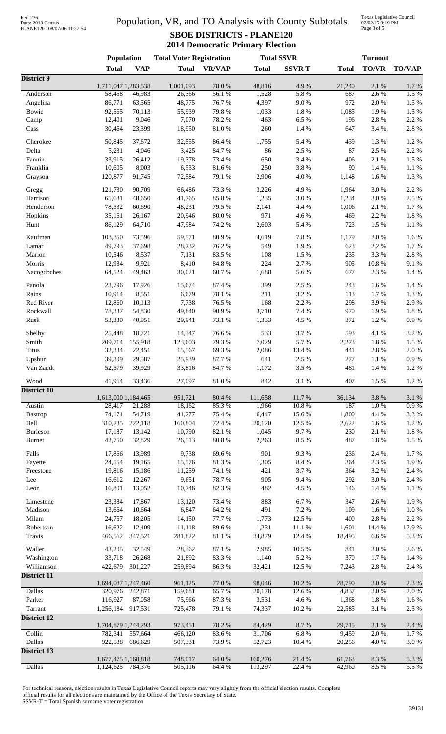# Population, VR, and TO Analysis with County Subtotals

## SBOE DISTRICTS - PLANE120

## 2014 Democratic Primary Election

| | Population | | Total Voter Registration | | Total SSVR | | Turnout | | |
|---|---|---|---|---|---|---|---|---|---|
| | Total | VAP | Total | VR/VAP | Total | SSVR-T | Total | TO/VR | TO/VAP |
| **District 9** | | | | | | | | | |
| | 1,711,047 | 1,283,538 | 1,001,093 | 78.0 % | 48,816 | 4.9 % | 21,240 | 2.1 % | 1.7 % |
| Anderson | 58,458 | 46,983 | 26,366 | 56.1 % | 1,528 | 5.8 % | 687 | 2.6 % | 1.5 % |
| Angelina | 86,771 | 63,565 | 48,775 | 76.7 % | 4,397 | 9.0 % | 972 | 2.0 % | 1.5 % |
| Bowie | 92,565 | 70,113 | 55,939 | 79.8 % | 1,033 | 1.8 % | 1,085 | 1.9 % | 1.5 % |
| Camp | 12,401 | 9,046 | 7,070 | 78.2 % | 463 | 6.5 % | 196 | 2.8 % | 2.2 % |
| Cass | 30,464 | 23,399 | 18,950 | 81.0 % | 260 | 1.4 % | 647 | 3.4 % | 2.8 % |
| Cherokee | 50,845 | 37,672 | 32,555 | 86.4 % | 1,755 | 5.4 % | 439 | 1.3 % | 1.2 % |
| Delta | 5,231 | 4,046 | 3,425 | 84.7 % | 86 | 2.5 % | 87 | 2.5 % | 2.2 % |
| Fannin | 33,915 | 26,412 | 19,378 | 73.4 % | 650 | 3.4 % | 406 | 2.1 % | 1.5 % |
| Franklin | 10,605 | 8,003 | 6,533 | 81.6 % | 250 | 3.8 % | 90 | 1.4 % | 1.1 % |
| Grayson | 120,877 | 91,745 | 72,584 | 79.1 % | 2,906 | 4.0 % | 1,148 | 1.6 % | 1.3 % |
| Gregg | 121,730 | 90,709 | 66,486 | 73.3 % | 3,226 | 4.9 % | 1,964 | 3.0 % | 2.2 % |
| Harrison | 65,631 | 48,650 | 41,765 | 85.8 % | 1,235 | 3.0 % | 1,234 | 3.0 % | 2.5 % |
| Henderson | 78,532 | 60,690 | 48,231 | 79.5 % | 2,141 | 4.4 % | 1,006 | 2.1 % | 1.7 % |
| Hopkins | 35,161 | 26,167 | 20,946 | 80.0 % | 971 | 4.6 % | 469 | 2.2 % | 1.8 % |
| Hunt | 86,129 | 64,710 | 47,984 | 74.2 % | 2,603 | 5.4 % | 723 | 1.5 % | 1.1 % |
| Kaufman | 103,350 | 73,596 | 59,571 | 80.9 % | 4,619 | 7.8 % | 1,179 | 2.0 % | 1.6 % |
| Lamar | 49,793 | 37,698 | 28,732 | 76.2 % | 549 | 1.9 % | 623 | 2.2 % | 1.7 % |
| Marion | 10,546 | 8,537 | 7,131 | 83.5 % | 108 | 1.5 % | 235 | 3.3 % | 2.8 % |
| Morris | 12,934 | 9,921 | 8,410 | 84.8 % | 224 | 2.7 % | 905 | 10.8 % | 9.1 % |
| Nacogdoches | 64,524 | 49,463 | 30,021 | 60.7 % | 1,688 | 5.6 % | 677 | 2.3 % | 1.4 % |
| Panola | 23,796 | 17,926 | 15,674 | 87.4 % | 399 | 2.5 % | 243 | 1.6 % | 1.4 % |
| Rains | 10,914 | 8,551 | 6,679 | 78.1 % | 211 | 3.2 % | 113 | 1.7 % | 1.3 % |
| Red River | 12,860 | 10,113 | 7,738 | 76.5 % | 168 | 2.2 % | 298 | 3.9 % | 2.9 % |
| Rockwall | 78,337 | 54,830 | 49,840 | 90.9 % | 3,710 | 7.4 % | 970 | 1.9 % | 1.8 % |
| Rusk | 53,330 | 40,951 | 29,941 | 73.1 % | 1,333 | 4.5 % | 372 | 1.2 % | 0.9 % |
| Shelby | 25,448 | 18,721 | 14,347 | 76.6 % | 533 | 3.7 % | 593 | 4.1 % | 3.2 % |
| Smith | 209,714 | 155,918 | 123,603 | 79.3 % | 7,029 | 5.7 % | 2,273 | 1.8 % | 1.5 % |
| Titus | 32,334 | 22,451 | 15,567 | 69.3 % | 2,086 | 13.4 % | 441 | 2.8 % | 2.0 % |
| Upshur | 39,309 | 29,587 | 25,939 | 87.7 % | 641 | 2.5 % | 277 | 1.1 % | 0.9 % |
| Van Zandt | 52,579 | 39,929 | 33,816 | 84.7 % | 1,172 | 3.5 % | 481 | 1.4 % | 1.2 % |
| Wood | 41,964 | 33,436 | 27,097 | 81.0 % | 842 | 3.1 % | 407 | 1.5 % | 1.2 % |
| **District 10** | | | | | | | | | |
| | 1,613,000 | 1,184,465 | 951,721 | 80.4 % | 111,658 | 11.7 % | 36,134 | 3.8 % | 3.1 % |
| Austin | 28,417 | 21,288 | 18,162 | 85.3 % | 1,966 | 10.8 % | 187 | 1.0 % | 0.9 % |
| Bastrop | 74,171 | 54,719 | 41,277 | 75.4 % | 6,447 | 15.6 % | 1,800 | 4.4 % | 3.3 % |
| Bell | 310,235 | 222,118 | 160,804 | 72.4 % | 20,120 | 12.5 % | 2,622 | 1.6 % | 1.2 % |
| Burleson | 17,187 | 13,142 | 10,790 | 82.1 % | 1,045 | 9.7 % | 230 | 2.1 % | 1.8 % |
| Burnet | 42,750 | 32,829 | 26,513 | 80.8 % | 2,263 | 8.5 % | 487 | 1.8 % | 1.5 % |
| Falls | 17,866 | 13,989 | 9,738 | 69.6 % | 901 | 9.3 % | 236 | 2.4 % | 1.7 % |
| Fayette | 24,554 | 19,165 | 15,576 | 81.3 % | 1,305 | 8.4 % | 364 | 2.3 % | 1.9 % |
| Freestone | 19,816 | 15,186 | 11,259 | 74.1 % | 421 | 3.7 % | 364 | 3.2 % | 2.4 % |
| Lee | 16,612 | 12,267 | 9,651 | 78.7 % | 905 | 9.4 % | 292 | 3.0 % | 2.4 % |
| Leon | 16,801 | 13,052 | 10,746 | 82.3 % | 482 | 4.5 % | 146 | 1.4 % | 1.1 % |
| Limestone | 23,384 | 17,867 | 13,120 | 73.4 % | 883 | 6.7 % | 347 | 2.6 % | 1.9 % |
| Madison | 13,664 | 10,664 | 6,847 | 64.2 % | 491 | 7.2 % | 109 | 1.6 % | 1.0 % |
| Milam | 24,757 | 18,205 | 14,150 | 77.7 % | 1,773 | 12.5 % | 400 | 2.8 % | 2.2 % |
| Robertson | 16,622 | 12,409 | 11,118 | 89.6 % | 1,231 | 11.1 % | 1,601 | 14.4 % | 12.9 % |
| Travis | 466,562 | 347,521 | 281,822 | 81.1 % | 34,879 | 12.4 % | 18,495 | 6.6 % | 5.3 % |
| Waller | 43,205 | 32,549 | 28,362 | 87.1 % | 2,985 | 10.5 % | 841 | 3.0 % | 2.6 % |
| Washington | 33,718 | 26,268 | 21,892 | 83.3 % | 1,140 | 5.2 % | 370 | 1.7 % | 1.4 % |
| Williamson | 422,679 | 301,227 | 259,894 | 86.3 % | 32,421 | 12.5 % | 7,243 | 2.8 % | 2.4 % |
| **District 11** | | | | | | | | | |
| | 1,694,087 | 1,247,460 | 961,125 | 77.0 % | 98,046 | 10.2 % | 28,790 | 3.0 % | 2.3 % |
| Dallas | 320,976 | 242,871 | 159,681 | 65.7 % | 20,178 | 12.6 % | 4,837 | 3.0 % | 2.0 % |
| Parker | 116,927 | 87,058 | 75,966 | 87.3 % | 3,531 | 4.6 % | 1,368 | 1.8 % | 1.6 % |
| Tarrant | 1,256,184 | 917,531 | 725,478 | 79.1 % | 74,337 | 10.2 % | 22,585 | 3.1 % | 2.5 % |
| **District 12** | | | | | | | | | |
| | 1,704,879 | 1,244,293 | 973,451 | 78.2 % | 84,429 | 8.7 % | 29,715 | 3.1 % | 2.4 % |
| Collin | 782,341 | 557,664 | 466,120 | 83.6 % | 31,706 | 6.8 % | 9,459 | 2.0 % | 1.7 % |
| Dallas | 922,538 | 686,629 | 507,331 | 73.9 % | 52,723 | 10.4 % | 20,256 | 4.0 % | 3.0 % |
| **District 13** | | | | | | | | | |
| | 1,677,475 | 1,168,818 | 748,017 | 64.0 % | 160,276 | 21.4 % | 61,763 | 8.3 % | 5.3 % |
| Dallas | 1,124,625 | 784,376 | 505,116 | 64.4 % | 113,297 | 22.4 % | 42,960 | 8.5 % | 5.5 % |

For technical reasons, election results in Texas Legislative Council reports may vary slightly from the official election results. Complete official results for all elections are maintained by the Office of the Texas Secretary of State.

SSVR-T = Total Spanish surname voter registration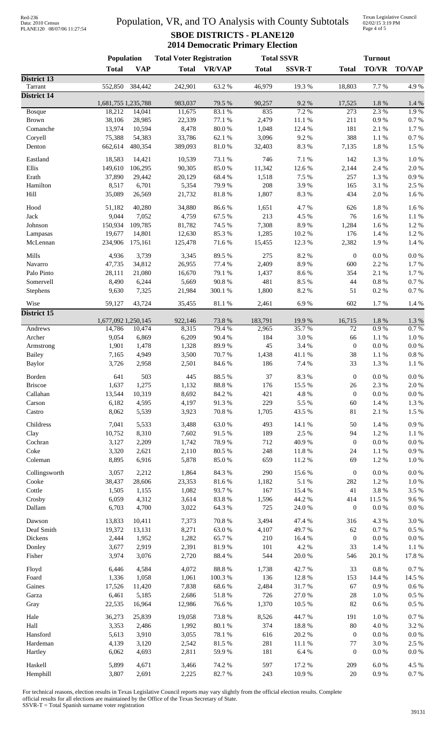# Population, VR, and TO Analysis with County Subtotals

## SBOE DISTRICTS - PLANE120
## 2014 Democratic Primary Election

| | Population | | Total Voter Registration | | Total SSVR | | Turnout | | |
|---|---|---|---|---|---|---|---|---|---|
| | Total | VAP | Total | VR/VAP | Total | SSVR-T | Total | TO/VR | TO/VAP |
| **District 13** | | | | | | | | | |
| Tarrant | 552,850 | 384,442 | 242,901 | 63.2 % | 46,979 | 19.3 % | 18,803 | 7.7 % | 4.9 % |
| **District 14** | | | | | | | | | |
| | 1,681,755 | 1,235,788 | 983,037 | 79.5 % | 90,257 | 9.2 % | 17,525 | 1.8 % | 1.4 % |
| Bosque | 18,212 | 14,041 | 11,675 | 83.1 % | 835 | 7.2 % | 273 | 2.3 % | 1.9 % |
| Brown | 38,106 | 28,985 | 22,339 | 77.1 % | 2,479 | 11.1 % | 211 | 0.9 % | 0.7 % |
| Comanche | 13,974 | 10,594 | 8,478 | 80.0 % | 1,048 | 12.4 % | 181 | 2.1 % | 1.7 % |
| Coryell | 75,388 | 54,383 | 33,786 | 62.1 % | 3,096 | 9.2 % | 388 | 1.1 % | 0.7 % |
| Denton | 662,614 | 480,354 | 389,093 | 81.0 % | 32,403 | 8.3 % | 7,135 | 1.8 % | 1.5 % |
| Eastland | 18,583 | 14,421 | 10,539 | 73.1 % | 746 | 7.1 % | 142 | 1.3 % | 1.0 % |
| Ellis | 149,610 | 106,295 | 90,305 | 85.0 % | 11,342 | 12.6 % | 2,144 | 2.4 % | 2.0 % |
| Erath | 37,890 | 29,442 | 20,129 | 68.4 % | 1,518 | 7.5 % | 257 | 1.3 % | 0.9 % |
| Hamilton | 8,517 | 6,701 | 5,354 | 79.9 % | 208 | 3.9 % | 165 | 3.1 % | 2.5 % |
| Hill | 35,089 | 26,569 | 21,732 | 81.8 % | 1,807 | 8.3 % | 434 | 2.0 % | 1.6 % |
| Hood | 51,182 | 40,280 | 34,880 | 86.6 % | 1,651 | 4.7 % | 626 | 1.8 % | 1.6 % |
| Jack | 9,044 | 7,052 | 4,759 | 67.5 % | 213 | 4.5 % | 76 | 1.6 % | 1.1 % |
| Johnson | 150,934 | 109,785 | 81,782 | 74.5 % | 7,308 | 8.9 % | 1,284 | 1.6 % | 1.2 % |
| Lampasas | 19,677 | 14,801 | 12,630 | 85.3 % | 1,285 | 10.2 % | 176 | 1.4 % | 1.2 % |
| McLennan | 234,906 | 175,161 | 125,478 | 71.6 % | 15,455 | 12.3 % | 2,382 | 1.9 % | 1.4 % |
| Mills | 4,936 | 3,739 | 3,345 | 89.5 % | 275 | 8.2 % | 0 | 0.0 % | 0.0 % |
| Navarro | 47,735 | 34,812 | 26,955 | 77.4 % | 2,409 | 8.9 % | 600 | 2.2 % | 1.7 % |
| Palo Pinto | 28,111 | 21,080 | 16,670 | 79.1 % | 1,437 | 8.6 % | 354 | 2.1 % | 1.7 % |
| Somervell | 8,490 | 6,244 | 5,669 | 90.8 % | 481 | 8.5 % | 44 | 0.8 % | 0.7 % |
| Stephens | 9,630 | 7,325 | 21,984 | 300.1 % | 1,800 | 8.2 % | 51 | 0.2 % | 0.7 % |
| Wise | 59,127 | 43,724 | 35,455 | 81.1 % | 2,461 | 6.9 % | 602 | 1.7 % | 1.4 % |
| **District 15** | | | | | | | | | |
| | 1,677,092 | 1,250,145 | 922,146 | 73.8 % | 183,791 | 19.9 % | 16,715 | 1.8 % | 1.3 % |
| Andrews | 14,786 | 10,474 | 8,315 | 79.4 % | 2,965 | 35.7 % | 72 | 0.9 % | 0.7 % |
| Archer | 9,054 | 6,869 | 6,209 | 90.4 % | 184 | 3.0 % | 66 | 1.1 % | 1.0 % |
| Armstrong | 1,901 | 1,478 | 1,328 | 89.9 % | 45 | 3.4 % | 0 | 0.0 % | 0.0 % |
| Bailey | 7,165 | 4,949 | 3,500 | 70.7 % | 1,438 | 41.1 % | 38 | 1.1 % | 0.8 % |
| Baylor | 3,726 | 2,958 | 2,501 | 84.6 % | 186 | 7.4 % | 33 | 1.3 % | 1.1 % |
| Borden | 641 | 503 | 445 | 88.5 % | 37 | 8.3 % | 0 | 0.0 % | 0.0 % |
| Briscoe | 1,637 | 1,275 | 1,132 | 88.8 % | 176 | 15.5 % | 26 | 2.3 % | 2.0 % |
| Callahan | 13,544 | 10,319 | 8,692 | 84.2 % | 421 | 4.8 % | 0 | 0.0 % | 0.0 % |
| Carson | 6,182 | 4,595 | 4,197 | 91.3 % | 229 | 5.5 % | 60 | 1.4 % | 1.3 % |
| Castro | 8,062 | 5,539 | 3,923 | 70.8 % | 1,705 | 43.5 % | 81 | 2.1 % | 1.5 % |
| Childress | 7,041 | 5,533 | 3,488 | 63.0 % | 493 | 14.1 % | 50 | 1.4 % | 0.9 % |
| Clay | 10,752 | 8,310 | 7,602 | 91.5 % | 189 | 2.5 % | 94 | 1.2 % | 1.1 % |
| Cochran | 3,127 | 2,209 | 1,742 | 78.9 % | 712 | 40.9 % | 0 | 0.0 % | 0.0 % |
| Coke | 3,320 | 2,621 | 2,110 | 80.5 % | 248 | 11.8 % | 24 | 1.1 % | 0.9 % |
| Coleman | 8,895 | 6,916 | 5,878 | 85.0 % | 659 | 11.2 % | 69 | 1.2 % | 1.0 % |
| Collingsworth | 3,057 | 2,212 | 1,864 | 84.3 % | 290 | 15.6 % | 0 | 0.0 % | 0.0 % |
| Cooke | 38,437 | 28,606 | 23,353 | 81.6 % | 1,182 | 5.1 % | 282 | 1.2 % | 1.0 % |
| Cottle | 1,505 | 1,155 | 1,082 | 93.7 % | 167 | 15.4 % | 41 | 3.8 % | 3.5 % |
| Crosby | 6,059 | 4,312 | 3,614 | 83.8 % | 1,596 | 44.2 % | 414 | 11.5 % | 9.6 % |
| Dallam | 6,703 | 4,700 | 3,022 | 64.3 % | 725 | 24.0 % | 0 | 0.0 % | 0.0 % |
| Dawson | 13,833 | 10,411 | 7,373 | 70.8 % | 3,494 | 47.4 % | 316 | 4.3 % | 3.0 % |
| Deaf Smith | 19,372 | 13,131 | 8,271 | 63.0 % | 4,107 | 49.7 % | 62 | 0.7 % | 0.5 % |
| Dickens | 2,444 | 1,952 | 1,282 | 65.7 % | 210 | 16.4 % | 0 | 0.0 % | 0.0 % |
| Donley | 3,677 | 2,919 | 2,391 | 81.9 % | 101 | 4.2 % | 33 | 1.4 % | 1.1 % |
| Fisher | 3,974 | 3,076 | 2,720 | 88.4 % | 544 | 20.0 % | 546 | 20.1 % | 17.8 % |
| Floyd | 6,446 | 4,584 | 4,072 | 88.8 % | 1,738 | 42.7 % | 33 | 0.8 % | 0.7 % |
| Foard | 1,336 | 1,058 | 1,061 | 100.3 % | 136 | 12.8 % | 153 | 14.4 % | 14.5 % |
| Gaines | 17,526 | 11,420 | 7,838 | 68.6 % | 2,484 | 31.7 % | 67 | 0.9 % | 0.6 % |
| Garza | 6,461 | 5,185 | 2,686 | 51.8 % | 726 | 27.0 % | 28 | 1.0 % | 0.5 % |
| Gray | 22,535 | 16,964 | 12,986 | 76.6 % | 1,370 | 10.5 % | 82 | 0.6 % | 0.5 % |
| Hale | 36,273 | 25,839 | 19,058 | 73.8 % | 8,526 | 44.7 % | 191 | 1.0 % | 0.7 % |
| Hall | 3,353 | 2,486 | 1,992 | 80.1 % | 374 | 18.8 % | 80 | 4.0 % | 3.2 % |
| Hansford | 5,613 | 3,910 | 3,055 | 78.1 % | 616 | 20.2 % | 0 | 0.0 % | 0.0 % |
| Hardeman | 4,139 | 3,120 | 2,542 | 81.5 % | 281 | 11.1 % | 77 | 3.0 % | 2.5 % |
| Hartley | 6,062 | 4,693 | 2,811 | 59.9 % | 181 | 6.4 % | 0 | 0.0 % | 0.0 % |
| Haskell | 5,899 | 4,671 | 3,466 | 74.2 % | 597 | 17.2 % | 209 | 6.0 % | 4.5 % |
| Hemphill | 3,807 | 2,691 | 2,225 | 82.7 % | 243 | 10.9 % | 20 | 0.9 % | 0.7 % |

For technical reasons, election results in Texas Legislative Council reports may vary slightly from the official election results. Complete official results for all elections are maintained by the Office of the Texas Secretary of State.
SSVR-T = Total Spanish surname voter registration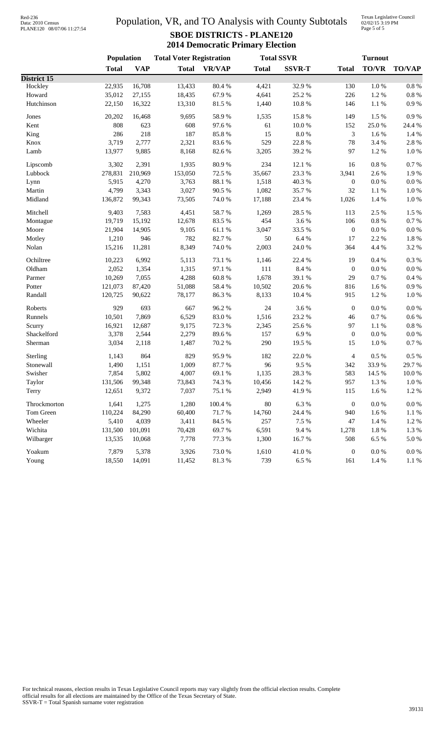# Population, VR, and TO Analysis with County Subtotals

## SBOE DISTRICTS - PLANE120
## 2014 Democratic Primary Election

| | Population | | Total Voter Registration | | Total SSVR | | Turnout | | |
|---|---|---|---|---|---|---|---|---|---|
| | Total | VAP | Total | VR/VAP | Total | SSVR-T | Total | TO/VR | TO/VAP |
| **District 15** | | | | | | | | | |
| Hockley | 22,935 | 16,708 | 13,433 | 80.4 % | 4,421 | 32.9 % | 130 | 1.0 % | 0.8 % |
| Howard | 35,012 | 27,155 | 18,435 | 67.9 % | 4,641 | 25.2 % | 226 | 1.2 % | 0.8 % |
| Hutchinson | 22,150 | 16,322 | 13,310 | 81.5 % | 1,440 | 10.8 % | 146 | 1.1 % | 0.9 % |
| Jones | 20,202 | 16,468 | 9,695 | 58.9 % | 1,535 | 15.8 % | 149 | 1.5 % | 0.9 % |
| Kent | 808 | 623 | 608 | 97.6 % | 61 | 10.0 % | 152 | 25.0 % | 24.4 % |
| King | 286 | 218 | 187 | 85.8 % | 15 | 8.0 % | 3 | 1.6 % | 1.4 % |
| Knox | 3,719 | 2,777 | 2,321 | 83.6 % | 529 | 22.8 % | 78 | 3.4 % | 2.8 % |
| Lamb | 13,977 | 9,885 | 8,168 | 82.6 % | 3,205 | 39.2 % | 97 | 1.2 % | 1.0 % |
| Lipscomb | 3,302 | 2,391 | 1,935 | 80.9 % | 234 | 12.1 % | 16 | 0.8 % | 0.7 % |
| Lubbock | 278,831 | 210,969 | 153,050 | 72.5 % | 35,667 | 23.3 % | 3,941 | 2.6 % | 1.9 % |
| Lynn | 5,915 | 4,270 | 3,763 | 88.1 % | 1,518 | 40.3 % | 0 | 0.0 % | 0.0 % |
| Martin | 4,799 | 3,343 | 3,027 | 90.5 % | 1,082 | 35.7 % | 32 | 1.1 % | 1.0 % |
| Midland | 136,872 | 99,343 | 73,505 | 74.0 % | 17,188 | 23.4 % | 1,026 | 1.4 % | 1.0 % |
| Mitchell | 9,403 | 7,583 | 4,451 | 58.7 % | 1,269 | 28.5 % | 113 | 2.5 % | 1.5 % |
| Montague | 19,719 | 15,192 | 12,678 | 83.5 % | 454 | 3.6 % | 106 | 0.8 % | 0.7 % |
| Moore | 21,904 | 14,905 | 9,105 | 61.1 % | 3,047 | 33.5 % | 0 | 0.0 % | 0.0 % |
| Motley | 1,210 | 946 | 782 | 82.7 % | 50 | 6.4 % | 17 | 2.2 % | 1.8 % |
| Nolan | 15,216 | 11,281 | 8,349 | 74.0 % | 2,003 | 24.0 % | 364 | 4.4 % | 3.2 % |
| Ochiltree | 10,223 | 6,992 | 5,113 | 73.1 % | 1,146 | 22.4 % | 19 | 0.4 % | 0.3 % |
| Oldham | 2,052 | 1,354 | 1,315 | 97.1 % | 111 | 8.4 % | 0 | 0.0 % | 0.0 % |
| Parmer | 10,269 | 7,055 | 4,288 | 60.8 % | 1,678 | 39.1 % | 29 | 0.7 % | 0.4 % |
| Potter | 121,073 | 87,420 | 51,088 | 58.4 % | 10,502 | 20.6 % | 816 | 1.6 % | 0.9 % |
| Randall | 120,725 | 90,622 | 78,177 | 86.3 % | 8,133 | 10.4 % | 915 | 1.2 % | 1.0 % |
| Roberts | 929 | 693 | 667 | 96.2 % | 24 | 3.6 % | 0 | 0.0 % | 0.0 % |
| Runnels | 10,501 | 7,869 | 6,529 | 83.0 % | 1,516 | 23.2 % | 46 | 0.7 % | 0.6 % |
| Scurry | 16,921 | 12,687 | 9,175 | 72.3 % | 2,345 | 25.6 % | 97 | 1.1 % | 0.8 % |
| Shackelford | 3,378 | 2,544 | 2,279 | 89.6 % | 157 | 6.9 % | 0 | 0.0 % | 0.0 % |
| Sherman | 3,034 | 2,118 | 1,487 | 70.2 % | 290 | 19.5 % | 15 | 1.0 % | 0.7 % |
| Sterling | 1,143 | 864 | 829 | 95.9 % | 182 | 22.0 % | 4 | 0.5 % | 0.5 % |
| Stonewall | 1,490 | 1,151 | 1,009 | 87.7 % | 96 | 9.5 % | 342 | 33.9 % | 29.7 % |
| Swisher | 7,854 | 5,802 | 4,007 | 69.1 % | 1,135 | 28.3 % | 583 | 14.5 % | 10.0 % |
| Taylor | 131,506 | 99,348 | 73,843 | 74.3 % | 10,456 | 14.2 % | 957 | 1.3 % | 1.0 % |
| Terry | 12,651 | 9,372 | 7,037 | 75.1 % | 2,949 | 41.9 % | 115 | 1.6 % | 1.2 % |
| Throckmorton | 1,641 | 1,275 | 1,280 | 100.4 % | 80 | 6.3 % | 0 | 0.0 % | 0.0 % |
| Tom Green | 110,224 | 84,290 | 60,400 | 71.7 % | 14,760 | 24.4 % | 940 | 1.6 % | 1.1 % |
| Wheeler | 5,410 | 4,039 | 3,411 | 84.5 % | 257 | 7.5 % | 47 | 1.4 % | 1.2 % |
| Wichita | 131,500 | 101,091 | 70,428 | 69.7 % | 6,591 | 9.4 % | 1,278 | 1.8 % | 1.3 % |
| Wilbarger | 13,535 | 10,068 | 7,778 | 77.3 % | 1,300 | 16.7 % | 508 | 6.5 % | 5.0 % |
| Yoakum | 7,879 | 5,378 | 3,926 | 73.0 % | 1,610 | 41.0 % | 0 | 0.0 % | 0.0 % |
| Young | 18,550 | 14,091 | 11,452 | 81.3 % | 739 | 6.5 % | 161 | 1.4 % | 1.1 % |

For technical reasons, election results in Texas Legislative Council reports may vary slightly from the official election results. Complete official results for all elections are maintained by the Office of the Texas Secretary of State.
SSVR-T = Total Spanish surname voter registration